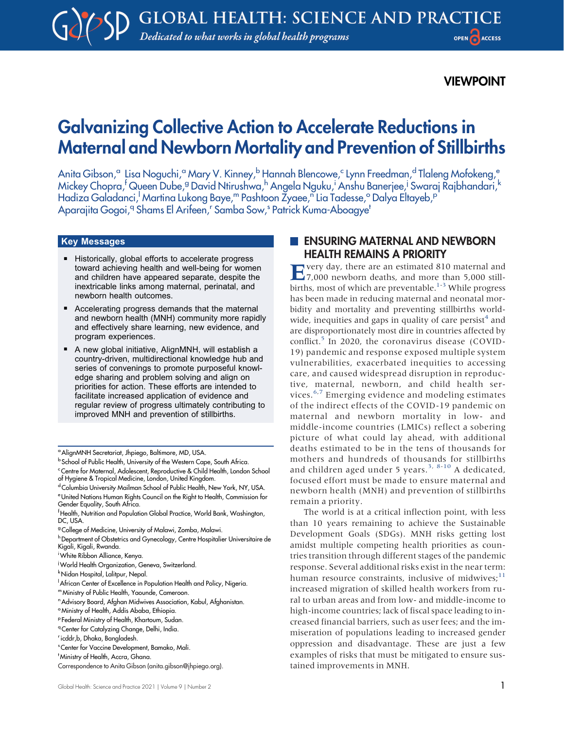VIEWPOINT

# Galvanizing Collective Action to Accelerate Reductions in Maternal and Newborn Mortality and Prevention of Stillbirths

Anita Gibson,[a] Lisa Noguchi,[a] Mary V. Kinney,[b] Hannah Blencowe,[c] Lynn Freedman,[d] Tlaleng Mofokeng,[e] Mickey Chopra,[f] Queen Dube,[g] David Ntirushwa,[h] Angela Nguku,[i] Anshu Banerjee,[j] Swaraj Rajbhandari,[k] Hadiza Galadanci,[l] Martina Lukong Baye,[m] Pashtoon Zyaee,[n] Lia Tadesse,[o] Dalya Eltayeb,[p] Aparajita Gogoi,[q] Shams El Arifeen,[r] Samba Sow,[s] Patrick Kuma-Aboagye[t]

## Key Messages

- Historically, global efforts to accelerate progress toward achieving health and well-being for women and children have appeared separate, despite the inextricable links among maternal, perinatal, and newborn health outcomes.
- Accelerating progress demands that the maternal and newborn health (MNH) community more rapidly and effectively share learning, new evidence, and program experiences.
- A new global initiative, AlignMNH, will establish a country-driven, multidirectional knowledge hub and series of convenings to promote purposeful knowledge sharing and problem solving and align on priorities for action. These efforts are intended to facilitate increased application of evidence and regular review of progress ultimately contributing to improved MNH and prevention of stillbirths.

[a] AlignMNH Secretariat, Jhpiego, Baltimore, MD, USA.
[b] School of Public Health, University of the Western Cape, South Africa.
[c] Centre for Maternal, Adolescent, Reproductive & Child Health, London School of Hygiene & Tropical Medicine, London, United Kingdom.
[d] Columbia University Mailman School of Public Health, New York, NY, USA.
[e] United Nations Human Rights Council on the Right to Health, Commission for Gender Equality, South Africa.
[f] Health, Nutrition and Population Global Practice, World Bank, Washington, DC, USA.
[g] College of Medicine, University of Malawi, Zomba, Malawi.
[h] Department of Obstetrics and Gynecology, Centre Hospitalier Universitaire de Kigali, Kigali, Rwanda.
[i] White Ribbon Alliance, Kenya.
[j] World Health Organization, Geneva, Switzerland.
[k] Nidan Hospital, Lalitpur, Nepal.
[l] African Center of Excellence in Population Health and Policy, Nigeria.
[m] Ministry of Public Health, Yaounde, Cameroon.
[n] Advisory Board, Afghan Midwives Association, Kabul, Afghanistan.
[o] Ministry of Health, Addis Ababa, Ethiopia.
[p] Federal Ministry of Health, Khartoum, Sudan.
[q] Center for Catalyzing Change, Delhi, India.
[r] icddr,b, Dhaka, Bangladesh.
[s] Center for Vaccine Development, Bamako, Mali.
[t] Ministry of Health, Accra, Ghana.
Correspondence to Anita Gibson (anita.gibson@jhpiego.org).

## ENSURING MATERNAL AND NEWBORN HEALTH REMAINS A PRIORITY

Every day, there are an estimated 810 maternal and 7,000 newborn deaths, and more than 5,000 stillbirths, most of which are preventable.[1-3] While progress has been made in reducing maternal and neonatal morbidity and mortality and preventing stillbirths worldwide, inequities and gaps in quality of care persist[4] and are disproportionately most dire in countries affected by conflict.[5] In 2020, the coronavirus disease (COVID-19) pandemic and response exposed multiple system vulnerabilities, exacerbated inequities to accessing care, and caused widespread disruption in reproductive, maternal, newborn, and child health services.[6,7] Emerging evidence and modeling estimates of the indirect effects of the COVID-19 pandemic on maternal and newborn mortality in low- and middle-income countries (LMICs) reflect a sobering picture of what could lay ahead, with additional deaths estimated to be in the tens of thousands for mothers and hundreds of thousands for stillbirths and children aged under 5 years.[3, 8-10] A dedicated, focused effort must be made to ensure maternal and newborn health (MNH) and prevention of stillbirths remain a priority.

The world is at a critical inflection point, with less than 10 years remaining to achieve the Sustainable Development Goals (SDGs). MNH risks getting lost amidst multiple competing health priorities as countries transition through different stages of the pandemic response. Several additional risks exist in the near term: human resource constraints, inclusive of midwives;[11] increased migration of skilled health workers from rural to urban areas and from low- and middle-income to high-income countries; lack of fiscal space leading to increased financial barriers, such as user fees; and the immiseration of populations leading to increased gender oppression and disadvantage. These are just a few examples of risks that must be mitigated to ensure sustained improvements in MNH.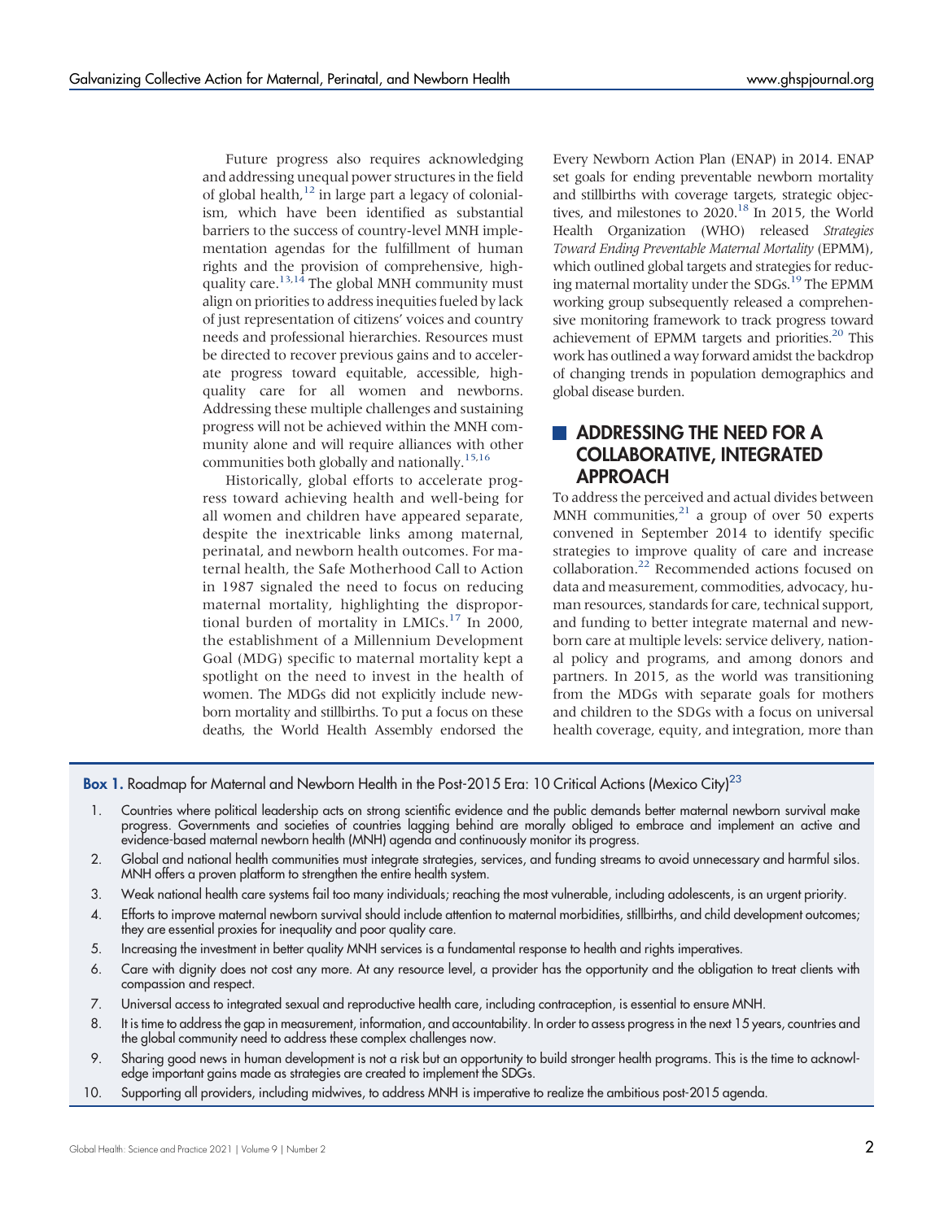Future progress also requires acknowledging and addressing unequal power structures in the field of global health,[12] in large part a legacy of colonialism, which have been identified as substantial barriers to the success of country-level MNH implementation agendas for the fulfillment of human rights and the provision of comprehensive, high-quality care.[13,14] The global MNH community must align on priorities to address inequities fueled by lack of just representation of citizens' voices and country needs and professional hierarchies. Resources must be directed to recover previous gains and to accelerate progress toward equitable, accessible, high-quality care for all women and newborns. Addressing these multiple challenges and sustaining progress will not be achieved within the MNH community alone and will require alliances with other communities both globally and nationally.[15,16]

Historically, global efforts to accelerate progress toward achieving health and well-being for all women and children have appeared separate, despite the inextricable links among maternal, perinatal, and newborn health outcomes. For maternal health, the Safe Motherhood Call to Action in 1987 signaled the need to focus on reducing maternal mortality, highlighting the disproportional burden of mortality in LMICs.[17] In 2000, the establishment of a Millennium Development Goal (MDG) specific to maternal mortality kept a spotlight on the need to invest in the health of women. The MDGs did not explicitly include newborn mortality and stillbirths. To put a focus on these deaths, the World Health Assembly endorsed the Every Newborn Action Plan (ENAP) in 2014. ENAP set goals for ending preventable newborn mortality and stillbirths with coverage targets, strategic objectives, and milestones to 2020.[18] In 2015, the World Health Organization (WHO) released *Strategies Toward Ending Preventable Maternal Mortality* (EPMM), which outlined global targets and strategies for reducing maternal mortality under the SDGs.[19] The EPMM working group subsequently released a comprehensive monitoring framework to track progress toward achievement of EPMM targets and priorities.[20] This work has outlined a way forward amidst the backdrop of changing trends in population demographics and global disease burden.

## ADDRESSING THE NEED FOR A COLLABORATIVE, INTEGRATED APPROACH

To address the perceived and actual divides between MNH communities,[21] a group of over 50 experts convened in September 2014 to identify specific strategies to improve quality of care and increase collaboration.[22] Recommended actions focused on data and measurement, commodities, advocacy, human resources, standards for care, technical support, and funding to better integrate maternal and newborn care at multiple levels: service delivery, national policy and programs, and among donors and partners. In 2015, as the world was transitioning from the MDGs with separate goals for mothers and children to the SDGs with a focus on universal health coverage, equity, and integration, more than

**Box 1.** Roadmap for Maternal and Newborn Health in the Post-2015 Era: 10 Critical Actions (Mexico City)[23]

1. Countries where political leadership acts on strong scientific evidence and the public demands better maternal newborn survival make progress. Governments and societies of countries lagging behind are morally obliged to embrace and implement an active and evidence-based maternal newborn health (MNH) agenda and continuously monitor its progress.
2. Global and national health communities must integrate strategies, services, and funding streams to avoid unnecessary and harmful silos. MNH offers a proven platform to strengthen the entire health system.
3. Weak national health care systems fail too many individuals; reaching the most vulnerable, including adolescents, is an urgent priority.
4. Efforts to improve maternal newborn survival should include attention to maternal morbidities, stillbirths, and child development outcomes; they are essential proxies for inequality and poor quality care.
5. Increasing the investment in better quality MNH services is a fundamental response to health and rights imperatives.
6. Care with dignity does not cost any more. At any resource level, a provider has the opportunity and the obligation to treat clients with compassion and respect.
7. Universal access to integrated sexual and reproductive health care, including contraception, is essential to ensure MNH.
8. It is time to address the gap in measurement, information, and accountability. In order to assess progress in the next 15 years, countries and the global community need to address these complex challenges now.
9. Sharing good news in human development is not a risk but an opportunity to build stronger health programs. This is the time to acknowledge important gains made as strategies are created to implement the SDGs.
10. Supporting all providers, including midwives, to address MNH is imperative to realize the ambitious post-2015 agenda.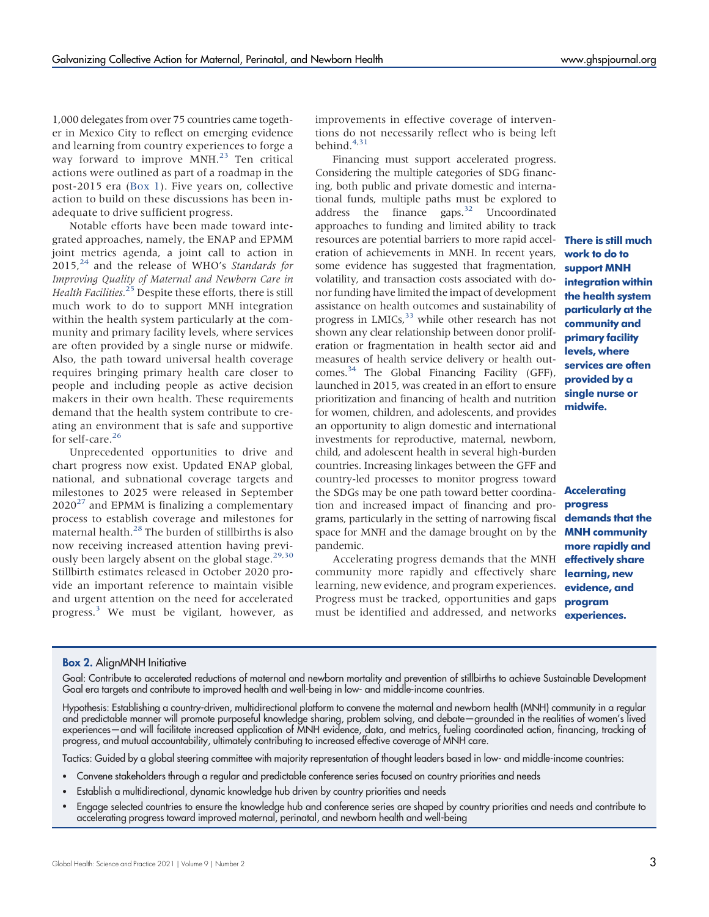1,000 delegates from over 75 countries came together in Mexico City to reflect on emerging evidence and learning from country experiences to forge a way forward to improve MNH.[23] Ten critical actions were outlined as part of a roadmap in the post-2015 era (Box 1). Five years on, collective action to build on these discussions has been inadequate to drive sufficient progress.

Notable efforts have been made toward integrated approaches, namely, the ENAP and EPMM joint metrics agenda, a joint call to action in 2015,[24] and the release of WHO's *Standards for Improving Quality of Maternal and Newborn Care in Health Facilities.*[25] Despite these efforts, there is still much work to do to support MNH integration within the health system particularly at the community and primary facility levels, where services are often provided by a single nurse or midwife. Also, the path toward universal health coverage requires bringing primary health care closer to people and including people as active decision makers in their own health. These requirements demand that the health system contribute to creating an environment that is safe and supportive for self-care.[26]

Unprecedented opportunities to drive and chart progress now exist. Updated ENAP global, national, and subnational coverage targets and milestones to 2025 were released in September 2020[27] and EPMM is finalizing a complementary process to establish coverage and milestones for maternal health.[28] The burden of stillbirths is also now receiving increased attention having previously been largely absent on the global stage.[29,30] Stillbirth estimates released in October 2020 provide an important reference to maintain visible and urgent attention on the need for accelerated progress.[3] We must be vigilant, however, as improvements in effective coverage of interventions do not necessarily reflect who is being left behind.[4,31]

Financing must support accelerated progress. Considering the multiple categories of SDG financing, both public and private domestic and international funds, multiple paths must be explored to address the finance gaps.[32] Uncoordinated approaches to funding and limited ability to track resources are potential barriers to more rapid acceleration of achievements in MNH. In recent years, some evidence has suggested that fragmentation, volatility, and transaction costs associated with donor funding have limited the impact of development assistance on health outcomes and sustainability of progress in LMICs,[33] while other research has not shown any clear relationship between donor proliferation or fragmentation in health sector aid and measures of health service delivery or health outcomes.[34] The Global Financing Facility (GFF), launched in 2015, was created in an effort to ensure prioritization and financing of health and nutrition for women, children, and adolescents, and provides an opportunity to align domestic and international investments for reproductive, maternal, newborn, child, and adolescent health in several high-burden countries. Increasing linkages between the GFF and country-led processes to monitor progress toward the SDGs may be one path toward better coordination and increased impact of financing and programs, particularly in the setting of narrowing fiscal space for MNH and the damage brought on by the pandemic.

**There is still much work to do to support MNH integration within the health system particularly at the community and primary facility levels, where services are often provided by a single nurse or midwife.**

Accelerating progress demands that the MNH community more rapidly and effectively share learning, new evidence, and program experiences. Progress must be tracked, opportunities and gaps must be identified and addressed, and networks

**Accelerating progress demands that the MNH community more rapidly and effectively share learning, new evidence, and program experiences.**

**Box 2.** AlignMNH Initiative

Goal: Contribute to accelerated reductions of maternal and newborn mortality and prevention of stillbirths to achieve Sustainable Development Goal era targets and contribute to improved health and well-being in low- and middle-income countries.

Hypothesis: Establishing a country-driven, multidirectional platform to convene the maternal and newborn health (MNH) community in a regular and predictable manner will promote purposeful knowledge sharing, problem solving, and debate—grounded in the realities of women's lived experiences—and will facilitate increased application of MNH evidence, data, and metrics, fueling coordinated action, financing, tracking of progress, and mutual accountability, ultimately contributing to increased effective coverage of MNH care.

Tactics: Guided by a global steering committee with majority representation of thought leaders based in low- and middle-income countries:

- Convene stakeholders through a regular and predictable conference series focused on country priorities and needs
- Establish a multidirectional, dynamic knowledge hub driven by country priorities and needs
- Engage selected countries to ensure the knowledge hub and conference series are shaped by country priorities and needs and contribute to accelerating progress toward improved maternal, perinatal, and newborn health and well-being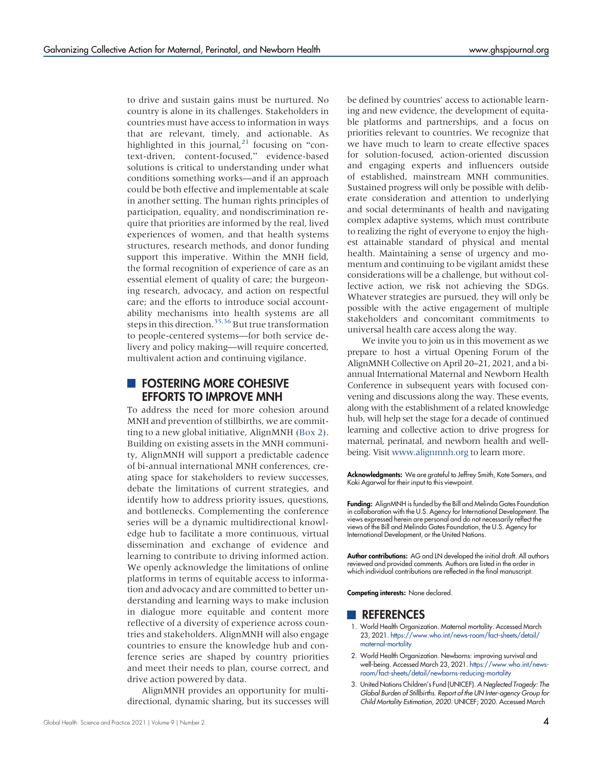to drive and sustain gains must be nurtured. No country is alone in its challenges. Stakeholders in countries must have access to information in ways that are relevant, timely, and actionable. As highlighted in this journal,[21] focusing on "context-driven, content-focused," evidence-based solutions is critical to understanding under what conditions something works—and if an approach could be both effective and implementable at scale in another setting. The human rights principles of participation, equality, and nondiscrimination require that priorities are informed by the real, lived experiences of women, and that health systems structures, research methods, and donor funding support this imperative. Within the MNH field, the formal recognition of experience of care as an essential element of quality of care; the burgeoning research, advocacy, and action on respectful care; and the efforts to introduce social accountability mechanisms into health systems are all steps in this direction.[35,36] But true transformation to people-centered systems—for both service delivery and policy making—will require concerted, multivalent action and continuing vigilance.

## FOSTERING MORE COHESIVE EFFORTS TO IMPROVE MNH

To address the need for more cohesion around MNH and prevention of stillbirths, we are committing to a new global initiative, AlignMNH (Box 2). Building on existing assets in the MNH community, AlignMNH will support a predictable cadence of bi-annual international MNH conferences, creating space for stakeholders to review successes, debate the limitations of current strategies, and identify how to address priority issues, questions, and bottlenecks. Complementing the conference series will be a dynamic multidirectional knowledge hub to facilitate a more continuous, virtual dissemination and exchange of evidence and learning to contribute to driving informed action. We openly acknowledge the limitations of online platforms in terms of equitable access to information and advocacy and are committed to better understanding and learning ways to make inclusion in dialogue more equitable and content more reflective of a diversity of experience across countries and stakeholders. AlignMNH will also engage countries to ensure the knowledge hub and conference series are shaped by country priorities and meet their needs to plan, course correct, and drive action powered by data.

AlignMNH provides an opportunity for multidirectional, dynamic sharing, but its successes will be defined by countries' access to actionable learning and new evidence, the development of equitable platforms and partnerships, and a focus on priorities relevant to countries. We recognize that we have much to learn to create effective spaces for solution-focused, action-oriented discussion and engaging experts and influencers outside of established, mainstream MNH communities. Sustained progress will only be possible with deliberate consideration and attention to underlying and social determinants of health and navigating complex adaptive systems, which must contribute to realizing the right of everyone to enjoy the highest attainable standard of physical and mental health. Maintaining a sense of urgency and momentum and continuing to be vigilant amidst these considerations will be a challenge, but without collective action, we risk not achieving the SDGs. Whatever strategies are pursued, they will only be possible with the active engagement of multiple stakeholders and concomitant commitments to universal health care access along the way.

We invite you to join us in this movement as we prepare to host a virtual Opening Forum of the AlignMNH Collective on April 20–21, 2021, and a bi-annual International Maternal and Newborn Health Conference in subsequent years with focused convening and discussions along the way. These events, along with the establishment of a related knowledge hub, will help set the stage for a decade of continued learning and collective action to drive progress for maternal, perinatal, and newborn health and well-being. Visit www.alignmnh.org to learn more.

**Acknowledgments:** We are grateful to Jeffrey Smith, Kate Somers, and Koki Agarwal for their input to this viewpoint.

**Funding:** AlignMNH is funded by the Bill and Melinda Gates Foundation in collaboration with the U.S. Agency for International Development. The views expressed herein are personal and do not necessarily reflect the views of the Bill and Melinda Gates Foundation, the U.S. Agency for International Development, or the United Nations.

**Author contributions:** AG and LN developed the initial draft. All authors reviewed and provided comments. Authors are listed in the order in which individual contributions are reflected in the final manuscript.

**Competing interests:** None declared.

## REFERENCES

1. World Health Organization. Maternal mortality. Accessed March 23, 2021. https://www.who.int/news-room/fact-sheets/detail/maternal-mortality
2. World Health Organization. Newborns: improving survival and well-being. Accessed March 23, 2021. https://www.who.int/news-room/fact-sheets/detail/newborns-reducing-mortality
3. United Nations Children's Fund (UNICEF). *A Neglected Tragedy: The Global Burden of Stillbirths. Report of the UN Inter-agency Group for Child Mortality Estimation, 2020.* UNICEF; 2020. Accessed March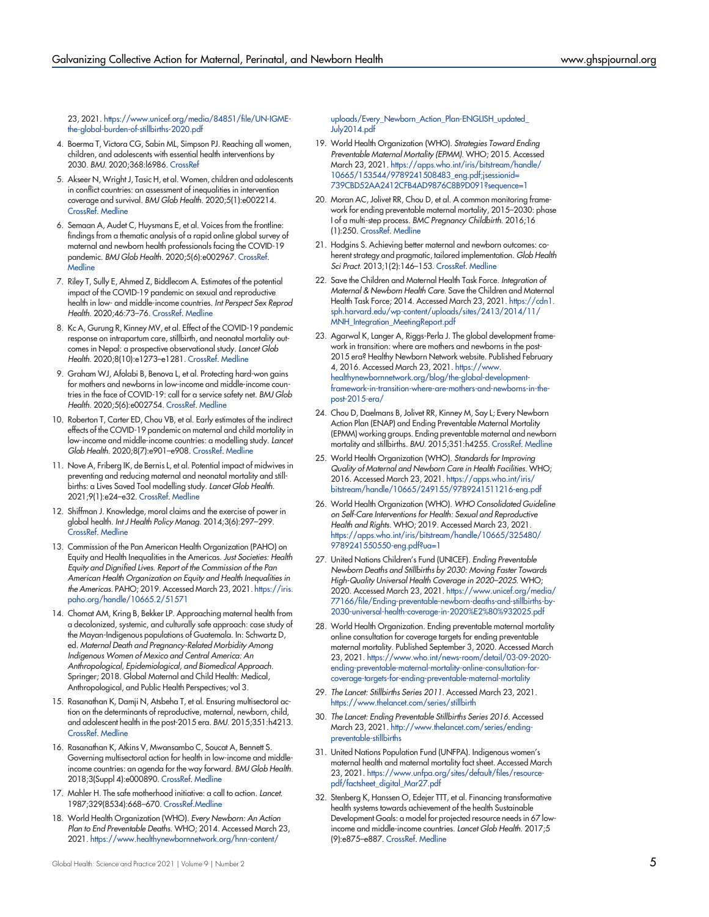23, 2021. https://www.unicef.org/media/84851/file/UN-IGME-the-global-burden-of-stillbirths-2020.pdf

4. Boerma T, Victora CG, Sabin ML, Simpson PJ. Reaching all women, children, and adolescents with essential health interventions by 2030. *BMJ.* 2020;368:l6986. CrossRef
5. Akseer N, Wright J, Tasic H, et al. Women, children and adolescents in conflict countries: an assessment of inequalities in intervention coverage and survival. *BMJ Glob Health.* 2020;5(1):e002214. CrossRef. Medline
6. Semaan A, Audet C, Huysmans E, et al. Voices from the frontline: findings from a thematic analysis of a rapid online global survey of maternal and newborn health professionals facing the COVID-19 pandemic. *BMJ Glob Health.* 2020;5(6):e002967. CrossRef. Medline
7. Riley T, Sully E, Ahmed Z, Biddlecom A. Estimates of the potential impact of the COVID-19 pandemic on sexual and reproductive health in low- and middle-income countries. *Int Perspect Sex Reprod Health.* 2020;46:73–76. CrossRef. Medline
8. Kc A, Gurung R, Kinney MV, et al. Effect of the COVID-19 pandemic response on intrapartum care, stillbirth, and neonatal mortality outcomes in Nepal: a prospective observational study. *Lancet Glob Health.* 2020;8(10):e1273–e1281. CrossRef. Medline
9. Graham WJ, Afolabi B, Benova L, et al. Protecting hard-won gains for mothers and newborns in low-income and middle-income countries in the face of COVID-19: call for a service safety net. *BMJ Glob Health.* 2020;5(6):e002754. CrossRef. Medline
10. Roberton T, Carter ED, Chou VB, et al. Early estimates of the indirect effects of the COVID-19 pandemic on maternal and child mortality in low-income and middle-income countries: a modelling study. *Lancet Glob Health.* 2020;8(7):e901–e908. CrossRef. Medline
11. Nove A, Friberg IK, de Bernis L, et al. Potential impact of midwives in preventing and reducing maternal and neonatal mortality and stillbirths: a Lives Saved Tool modelling study. *Lancet Glob Health.* 2021;9(1):e24–e32. CrossRef. Medline
12. Shiffman J. Knowledge, moral claims and the exercise of power in global health. *Int J Health Policy Manag.* 2014;3(6):297–299. CrossRef. Medline
13. Commission of the Pan American Health Organization (PAHO) on Equity and Health Inequalities in the Americas. *Just Societies: Health Equity and Dignified Lives. Report of the Commission of the Pan American Health Organization on Equity and Health Inequalities in the Americas.* PAHO; 2019. Accessed March 23, 2021. https://iris.paho.org/handle/10665.2/51571
14. Chomat AM, Kring B, Bekker LP. Approaching maternal health from a decolonized, systemic, and culturally safe approach: case study of the Mayan-Indigenous populations of Guatemala. In: Schwartz D, ed. *Maternal Death and Pregnancy-Related Morbidity Among Indigenous Women of Mexico and Central America: An Anthropological, Epidemiological, and Biomedical Approach.* Springer; 2018. Global Maternal and Child Health: Medical, Anthropological, and Public Health Perspectives; vol 3.
15. Rasanathan K, Damji N, Atsbeha T, et al. Ensuring multisectoral action on the determinants of reproductive, maternal, newborn, child, and adolescent health in the post-2015 era. *BMJ.* 2015;351:h4213. CrossRef. Medline
16. Rasanathan K, Atkins V, Mwansambo C, Soucat A, Bennett S. Governing multisectoral action for health in low-income and middle-income countries: an agenda for the way forward. *BMJ Glob Health.* 2018;3(Suppl 4):e000890. CrossRef. Medline
17. Mahler H. The safe motherhood initiative: a call to action. *Lancet.* 1987;329(8534):668–670. CrossRef.Medline
18. World Health Organization (WHO). *Every Newborn: An Action Plan to End Preventable Deaths.* WHO; 2014. Accessed March 23, 2021. https://www.healthynewbornnetwork.org/hnn-content/uploads/Every_Newborn_Action_Plan-ENGLISH_updated_July2014.pdf
19. World Health Organization (WHO). *Strategies Toward Ending Preventable Maternal Mortality (EPMM).* WHO; 2015. Accessed March 23, 2021. https://apps.who.int/iris/bitstream/handle/10665/153544/9789241508483_eng.pdf;jsessionid=739CBD52AA2412CFB4AD9876C8B9D091?sequence=1
20. Moran AC, Jolivet RR, Chou D, et al. A common monitoring framework for ending preventable maternal mortality, 2015–2030: phase I of a multi-step process. *BMC Pregnancy Childbirth.* 2016;16(1):250. CrossRef. Medline
21. Hodgins S. Achieving better maternal and newborn outcomes: coherent strategy and pragmatic, tailored implementation. *Glob Health Sci Pract.* 2013;1(2):146–153. CrossRef. Medline
22. Save the Children and Maternal Health Task Force. *Integration of Maternal & Newborn Health Care.* Save the Children and Maternal Health Task Force; 2014. Accessed March 23, 2021. https://cdn1.sph.harvard.edu/wp-content/uploads/sites/2413/2014/11/MNH_Integration_MeetingReport.pdf
23. Agarwal K, Langer A, Riggs-Perla J. The global development framework in transition: where are mothers and newborns in the post-2015 era? Healthy Newborn Network website. Published February 4, 2016. Accessed March 23, 2021. https://www.healthynewbornnetwork.org/blog/the-global-development-framework-in-transition-where-are-mothers-and-newborns-in-the-post-2015-era/
24. Chou D, Daelmans B, Jolivet RR, Kinney M, Say L; Every Newborn Action Plan (ENAP) and Ending Preventable Maternal Mortality (EPMM) working groups. Ending preventable maternal and newborn mortality and stillbirths. *BMJ.* 2015;351:h4255. CrossRef. Medline
25. World Health Organization (WHO). *Standards for Improving Quality of Maternal and Newborn Care in Health Facilities.* WHO; 2016. Accessed March 23, 2021. https://apps.who.int/iris/bitstream/handle/10665/249155/9789241511216-eng.pdf
26. World Health Organization (WHO). *WHO Consolidated Guideline on Self-Care Interventions for Health: Sexual and Reproductive Health and Rights.* WHO; 2019. Accessed March 23, 2021. https://apps.who.int/iris/bitstream/handle/10665/325480/9789241550550-eng.pdf?ua=1
27. United Nations Children's Fund (UNICEF). *Ending Preventable Newborn Deaths and Stillbirths by 2030: Moving Faster Towards High-Quality Universal Health Coverage in 2020–2025.* WHO; 2020. Accessed March 23, 2021. https://www.unicef.org/media/77166/file/Ending-preventable-newborn-deaths-and-stillbirths-by-2030-universal-health-coverage-in-2020%E2%80%932025.pdf
28. World Health Organization. Ending preventable maternal mortality online consultation for coverage targets for ending preventable maternal mortality. Published September 3, 2020. Accessed March 23, 2021. https://www.who.int/news-room/detail/03-09-2020-ending-preventable-maternal-mortality-online-consultation-for-coverage-targets-for-ending-preventable-maternal-mortality
29. *The Lancet: Stillbirths Series 2011.* Accessed March 23, 2021. https://www.thelancet.com/series/stillbirth
30. *The Lancet: Ending Preventable Stillbirths Series 2016.* Accessed March 23, 2021. http://www.thelancet.com/series/ending-preventable-stillbirths
31. United Nations Population Fund (UNFPA). Indigenous women's maternal health and maternal mortality fact sheet. Accessed March 23, 2021. https://www.unfpa.org/sites/default/files/resource-pdf/factsheet_digital_Mar27.pdf
32. Stenberg K, Hanssen O, Edejer TTT, et al. Financing transformative health systems towards achievement of the health Sustainable Development Goals: a model for projected resource needs in 67 low-income and middle-income countries. *Lancet Glob Health.* 2017;5(9):e875–e887. CrossRef. Medline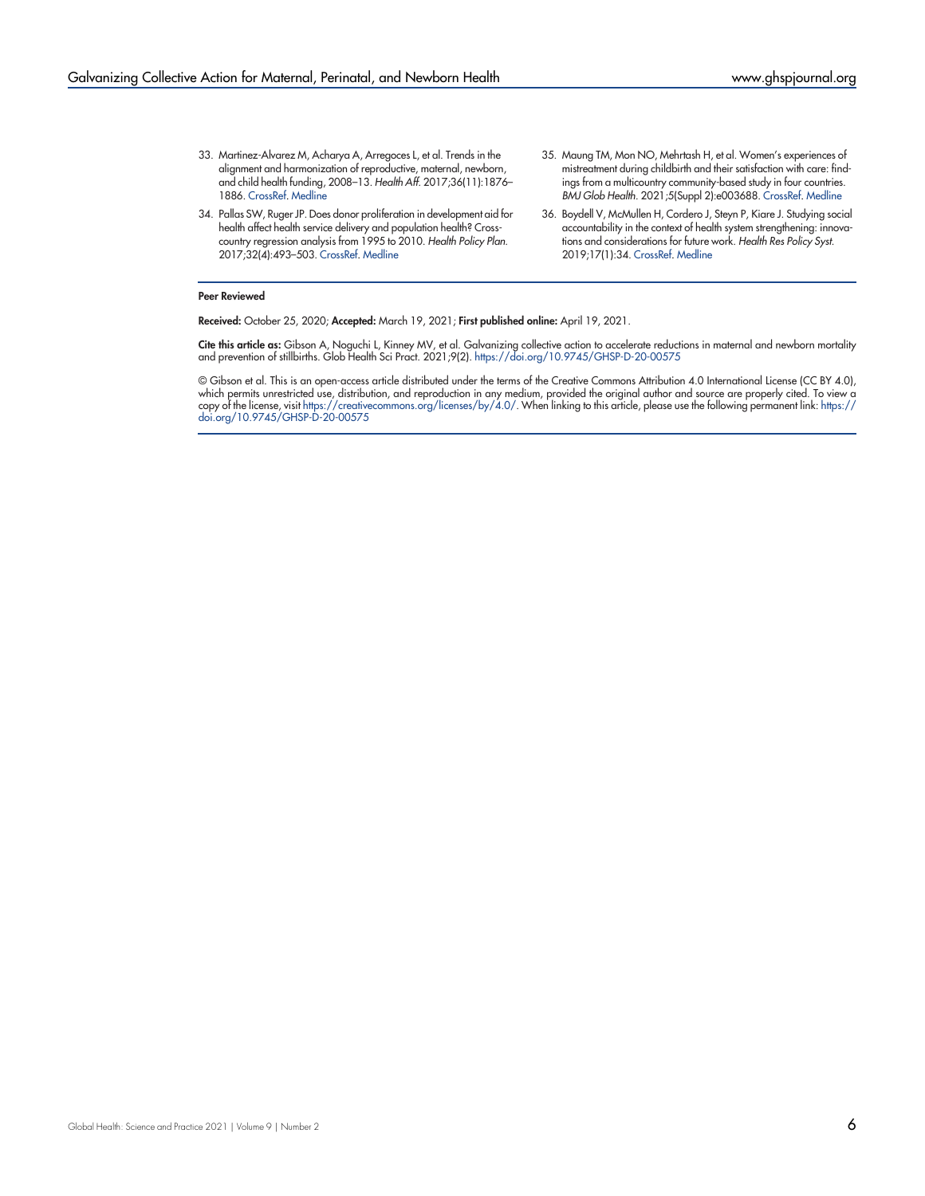33. Martinez-Alvarez M, Acharya A, Arregoces L, et al. Trends in the alignment and harmonization of reproductive, maternal, newborn, and child health funding, 2008–13. *Health Aff*. 2017;36(11):1876–1886. CrossRef. Medline

34. Pallas SW, Ruger JP. Does donor proliferation in development aid for health affect health service delivery and population health? Cross-country regression analysis from 1995 to 2010. *Health Policy Plan*. 2017;32(4):493–503. CrossRef. Medline

35. Maung TM, Mon NO, Mehrtash H, et al. Women's experiences of mistreatment during childbirth and their satisfaction with care: findings from a multicountry community-based study in four countries. *BMJ Glob Health*. 2021;5(Suppl 2):e003688. CrossRef. Medline

36. Boydell V, McMullen H, Cordero J, Steyn P, Kiare J. Studying social accountability in the context of health system strengthening: innovations and considerations for future work. *Health Res Policy Syst*. 2019;17(1):34. CrossRef. Medline

**Peer Reviewed**

**Received:** October 25, 2020; **Accepted:** March 19, 2021; **First published online:** April 19, 2021.

**Cite this article as:** Gibson A, Noguchi L, Kinney MV, et al. Galvanizing collective action to accelerate reductions in maternal and newborn mortality and prevention of stillbirths. Glob Health Sci Pract. 2021;9(2). https://doi.org/10.9745/GHSP-D-20-00575

© Gibson et al. This is an open-access article distributed under the terms of the Creative Commons Attribution 4.0 International License (CC BY 4.0), which permits unrestricted use, distribution, and reproduction in any medium, provided the original author and source are properly cited. To view a copy of the license, visit https://creativecommons.org/licenses/by/4.0/. When linking to this article, please use the following permanent link: https://doi.org/10.9745/GHSP-D-20-00575